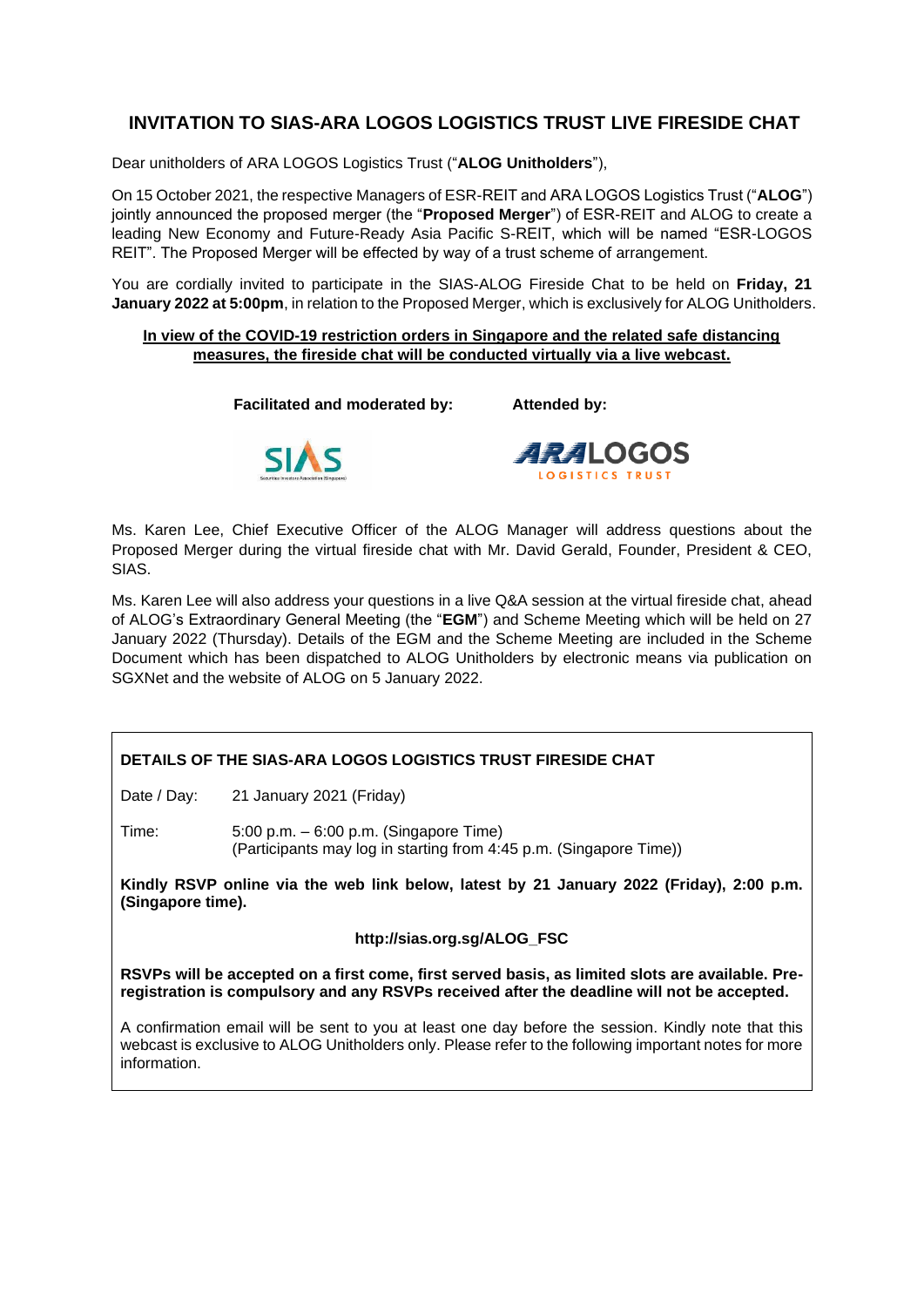# INVITATION TO SIAS-ARA LOGOS LOGISTICS TRUST LIVE FIRESIDE CHAT

Dear unitholders of ARA LOGOS Logistics Trust ("**ALOG Unitholders**"),

On 15 October 2021, the respective Managers of ESR-REIT and ARA LOGOS Logistics Trust ("**ALOG**") jointly announced the proposed merger (the "**Proposed Merger**") of ESR-REIT and ALOG to create a leading New Economy and Future-Ready Asia Pacific S-REIT, which will be named "ESR-LOGOS REIT". The Proposed Merger will be effected by way of a trust scheme of arrangement.

You are cordially invited to participate in the SIAS-ALOG Fireside Chat to be held on **Friday, 21 January 2022 at 5:00pm**, in relation to the Proposed Merger, which is exclusively for ALOG Unitholders.

**In view of the COVID-19 restriction orders in Singapore and the related safe distancing measures, the fireside chat will be conducted virtually via a live webcast.**

**Facilitated and moderated by:** SIAS

**Attended by:** ARA LOGOS Logistics Trust

Ms. Karen Lee, Chief Executive Officer of the ALOG Manager will address questions about the Proposed Merger during the virtual fireside chat with Mr. David Gerald, Founder, President & CEO, SIAS.

Ms. Karen Lee will also address your questions in a live Q&A session at the virtual fireside chat, ahead of ALOG's Extraordinary General Meeting (the "**EGM**") and Scheme Meeting which will be held on 27 January 2022 (Thursday). Details of the EGM and the Scheme Meeting are included in the Scheme Document which has been dispatched to ALOG Unitholders by electronic means via publication on SGXNet and the website of ALOG on 5 January 2022.

**DETAILS OF THE SIAS-ARA LOGOS LOGISTICS TRUST FIRESIDE CHAT**

Date / Day: 21 January 2021 (Friday)

Time: 5:00 p.m. – 6:00 p.m. (Singapore Time)
(Participants may log in starting from 4:45 p.m. (Singapore Time))

**Kindly RSVP online via the web link below, latest by 21 January 2022 (Friday), 2:00 p.m. (Singapore time).**

**http://sias.org.sg/ALOG_FSC**

**RSVPs will be accepted on a first come, first served basis, as limited slots are available. Pre-registration is compulsory and any RSVPs received after the deadline will not be accepted.**

A confirmation email will be sent to you at least one day before the session. Kindly note that this webcast is exclusive to ALOG Unitholders only. Please refer to the following important notes for more information.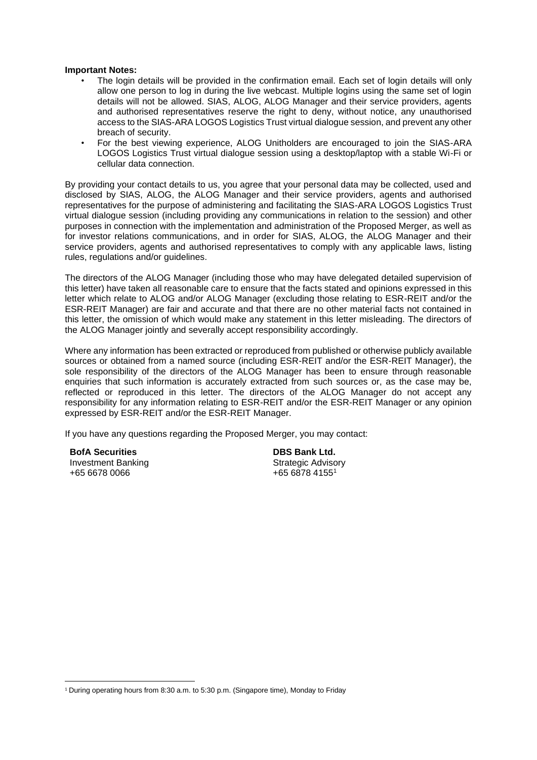**Important Notes:**

- The login details will be provided in the confirmation email. Each set of login details will only allow one person to log in during the live webcast. Multiple logins using the same set of login details will not be allowed. SIAS, ALOG, ALOG Manager and their service providers, agents and authorised representatives reserve the right to deny, without notice, any unauthorised access to the SIAS-ARA LOGOS Logistics Trust virtual dialogue session, and prevent any other breach of security.
- For the best viewing experience, ALOG Unitholders are encouraged to join the SIAS-ARA LOGOS Logistics Trust virtual dialogue session using a desktop/laptop with a stable Wi-Fi or cellular data connection.

By providing your contact details to us, you agree that your personal data may be collected, used and disclosed by SIAS, ALOG, the ALOG Manager and their service providers, agents and authorised representatives for the purpose of administering and facilitating the SIAS-ARA LOGOS Logistics Trust virtual dialogue session (including providing any communications in relation to the session) and other purposes in connection with the implementation and administration of the Proposed Merger, as well as for investor relations communications, and in order for SIAS, ALOG, the ALOG Manager and their service providers, agents and authorised representatives to comply with any applicable laws, listing rules, regulations and/or guidelines.

The directors of the ALOG Manager (including those who may have delegated detailed supervision of this letter) have taken all reasonable care to ensure that the facts stated and opinions expressed in this letter which relate to ALOG and/or ALOG Manager (excluding those relating to ESR-REIT and/or the ESR-REIT Manager) are fair and accurate and that there are no other material facts not contained in this letter, the omission of which would make any statement in this letter misleading. The directors of the ALOG Manager jointly and severally accept responsibility accordingly.

Where any information has been extracted or reproduced from published or otherwise publicly available sources or obtained from a named source (including ESR-REIT and/or the ESR-REIT Manager), the sole responsibility of the directors of the ALOG Manager has been to ensure through reasonable enquiries that such information is accurately extracted from such sources or, as the case may be, reflected or reproduced in this letter. The directors of the ALOG Manager do not accept any responsibility for any information relating to ESR-REIT and/or the ESR-REIT Manager or any opinion expressed by ESR-REIT and/or the ESR-REIT Manager.

If you have any questions regarding the Proposed Merger, you may contact:

**BofA Securities**
Investment Banking
+65 6678 0066

**DBS Bank Ltd.**
Strategic Advisory
+65 6878 4155[1]

[1] During operating hours from 8:30 a.m. to 5:30 p.m. (Singapore time), Monday to Friday